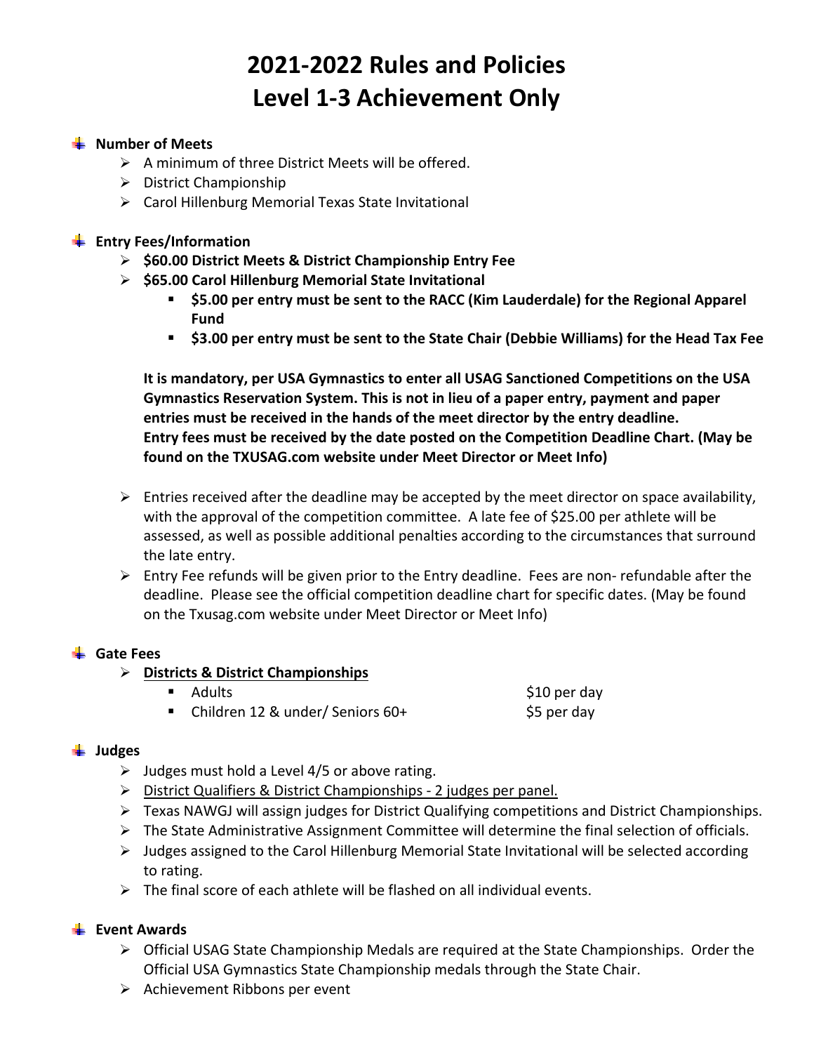# 2021-2022 Rules and Policies
# Level 1-3 Achievement Only

## Number of Meets

- A minimum of three District Meets will be offered.
- District Championship
- Carol Hillenburg Memorial Texas State Invitational

## Entry Fees/Information

- **$60.00 District Meets & District Championship Entry Fee**
- **$65.00 Carol Hillenburg Memorial State Invitational**
  - **$5.00 per entry must be sent to the RACC (Kim Lauderdale) for the Regional Apparel Fund**
  - **$3.00 per entry must be sent to the State Chair (Debbie Williams) for the Head Tax Fee**

  **It is mandatory, per USA Gymnastics to enter all USAG Sanctioned Competitions on the USA Gymnastics Reservation System. This is not in lieu of a paper entry, payment and paper entries must be received in the hands of the meet director by the entry deadline.**
  **Entry fees must be received by the date posted on the Competition Deadline Chart. (May be found on the TXUSAG.com website under Meet Director or Meet Info)**

- Entries received after the deadline may be accepted by the meet director on space availability, with the approval of the competition committee. A late fee of $25.00 per athlete will be assessed, as well as possible additional penalties according to the circumstances that surround the late entry.
- Entry Fee refunds will be given prior to the Entry deadline. Fees are non- refundable after the deadline. Please see the official competition deadline chart for specific dates. (May be found on the Txusag.com website under Meet Director or Meet Info)

## Gate Fees

- <u>Districts & District Championships</u>
  - Adults — $10 per day
  - Children 12 & under/ Seniors 60+ — $5 per day

## Judges

- Judges must hold a Level 4/5 or above rating.
- <u>District Qualifiers & District Championships - 2 judges per panel.</u>
- Texas NAWGJ will assign judges for District Qualifying competitions and District Championships.
- The State Administrative Assignment Committee will determine the final selection of officials.
- Judges assigned to the Carol Hillenburg Memorial State Invitational will be selected according to rating.
- The final score of each athlete will be flashed on all individual events.

## Event Awards

- Official USAG State Championship Medals are required at the State Championships. Order the Official USA Gymnastics State Championship medals through the State Chair.
- Achievement Ribbons per event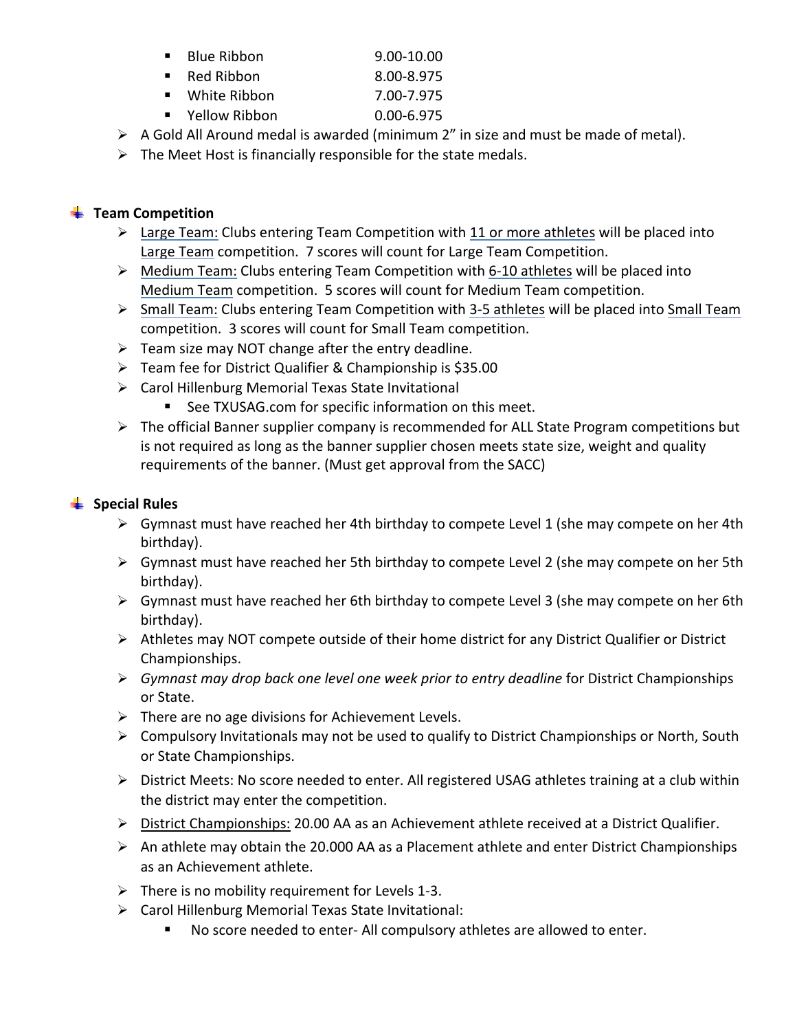- Blue Ribbon 9.00-10.00
- Red Ribbon 8.00-8.975
- White Ribbon 7.00-7.975
- Yellow Ribbon 0.00-6.975

- A Gold All Around medal is awarded (minimum 2" in size and must be made of metal).
- The Meet Host is financially responsible for the state medals.

## Team Competition

- Large Team: Clubs entering Team Competition with 11 or more athletes will be placed into Large Team competition. 7 scores will count for Large Team Competition.
- Medium Team: Clubs entering Team Competition with 6-10 athletes will be placed into Medium Team competition. 5 scores will count for Medium Team competition.
- Small Team: Clubs entering Team Competition with 3-5 athletes will be placed into Small Team competition. 3 scores will count for Small Team competition.
- Team size may NOT change after the entry deadline.
- Team fee for District Qualifier & Championship is $35.00
- Carol Hillenburg Memorial Texas State Invitational
  - See TXUSAG.com for specific information on this meet.
- The official Banner supplier company is recommended for ALL State Program competitions but is not required as long as the banner supplier chosen meets state size, weight and quality requirements of the banner. (Must get approval from the SACC)

## Special Rules

- Gymnast must have reached her 4th birthday to compete Level 1 (she may compete on her 4th birthday).
- Gymnast must have reached her 5th birthday to compete Level 2 (she may compete on her 5th birthday).
- Gymnast must have reached her 6th birthday to compete Level 3 (she may compete on her 6th birthday).
- Athletes may NOT compete outside of their home district for any District Qualifier or District Championships.
- *Gymnast may drop back one level one week prior to entry deadline* for District Championships or State.
- There are no age divisions for Achievement Levels.
- Compulsory Invitationals may not be used to qualify to District Championships or North, South or State Championships.
- District Meets: No score needed to enter. All registered USAG athletes training at a club within the district may enter the competition.
- District Championships: 20.00 AA as an Achievement athlete received at a District Qualifier.
- An athlete may obtain the 20.000 AA as a Placement athlete and enter District Championships as an Achievement athlete.
- There is no mobility requirement for Levels 1-3.
- Carol Hillenburg Memorial Texas State Invitational:
  - No score needed to enter- All compulsory athletes are allowed to enter.